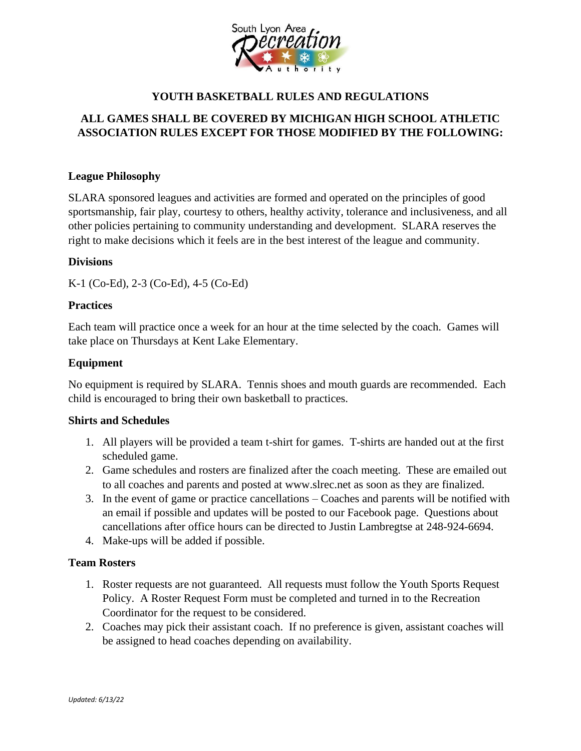# YOUTH BASKETBALL RULES AND REGULATIONS

## ALL GAMES SHALL BE COVERED BY MICHIGAN HIGH SCHOOL ATHLETIC ASSOCIATION RULES EXCEPT FOR THOSE MODIFIED BY THE FOLLOWING:

### League Philosophy

SLARA sponsored leagues and activities are formed and operated on the principles of good sportsmanship, fair play, courtesy to others, healthy activity, tolerance and inclusiveness, and all other policies pertaining to community understanding and development. SLARA reserves the right to make decisions which it feels are in the best interest of the league and community.

### Divisions

K-1 (Co-Ed), 2-3 (Co-Ed), 4-5 (Co-Ed)

### Practices

Each team will practice once a week for an hour at the time selected by the coach. Games will take place on Thursdays at Kent Lake Elementary.

### Equipment

No equipment is required by SLARA. Tennis shoes and mouth guards are recommended. Each child is encouraged to bring their own basketball to practices.

### Shirts and Schedules

1. All players will be provided a team t-shirt for games. T-shirts are handed out at the first scheduled game.
2. Game schedules and rosters are finalized after the coach meeting. These are emailed out to all coaches and parents and posted at www.slrec.net as soon as they are finalized.
3. In the event of game or practice cancellations – Coaches and parents will be notified with an email if possible and updates will be posted to our Facebook page. Questions about cancellations after office hours can be directed to Justin Lambregtse at 248-924-6694.
4. Make-ups will be added if possible.

### Team Rosters

1. Roster requests are not guaranteed. All requests must follow the Youth Sports Request Policy. A Roster Request Form must be completed and turned in to the Recreation Coordinator for the request to be considered.
2. Coaches may pick their assistant coach. If no preference is given, assistant coaches will be assigned to head coaches depending on availability.

*Updated: 6/13/22*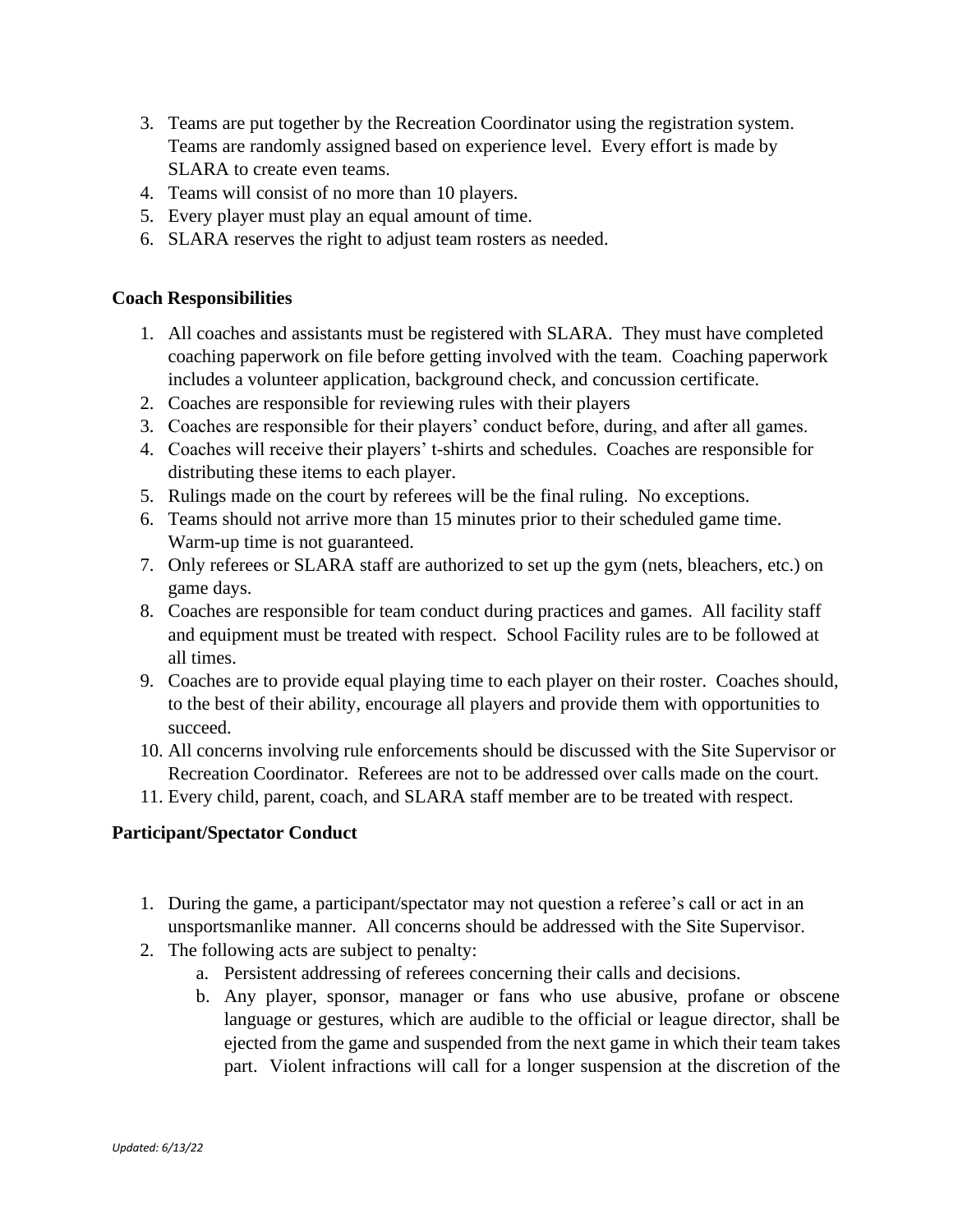3. Teams are put together by the Recreation Coordinator using the registration system. Teams are randomly assigned based on experience level. Every effort is made by SLARA to create even teams.
4. Teams will consist of no more than 10 players.
5. Every player must play an equal amount of time.
6. SLARA reserves the right to adjust team rosters as needed.

**Coach Responsibilities**

1. All coaches and assistants must be registered with SLARA. They must have completed coaching paperwork on file before getting involved with the team. Coaching paperwork includes a volunteer application, background check, and concussion certificate.
2. Coaches are responsible for reviewing rules with their players
3. Coaches are responsible for their players' conduct before, during, and after all games.
4. Coaches will receive their players' t-shirts and schedules. Coaches are responsible for distributing these items to each player.
5. Rulings made on the court by referees will be the final ruling. No exceptions.
6. Teams should not arrive more than 15 minutes prior to their scheduled game time. Warm-up time is not guaranteed.
7. Only referees or SLARA staff are authorized to set up the gym (nets, bleachers, etc.) on game days.
8. Coaches are responsible for team conduct during practices and games. All facility staff and equipment must be treated with respect. School Facility rules are to be followed at all times.
9. Coaches are to provide equal playing time to each player on their roster. Coaches should, to the best of their ability, encourage all players and provide them with opportunities to succeed.
10. All concerns involving rule enforcements should be discussed with the Site Supervisor or Recreation Coordinator. Referees are not to be addressed over calls made on the court.
11. Every child, parent, coach, and SLARA staff member are to be treated with respect.

**Participant/Spectator Conduct**

1. During the game, a participant/spectator may not question a referee's call or act in an unsportsmanlike manner. All concerns should be addressed with the Site Supervisor.
2. The following acts are subject to penalty:
    a. Persistent addressing of referees concerning their calls and decisions.
    b. Any player, sponsor, manager or fans who use abusive, profane or obscene language or gestures, which are audible to the official or league director, shall be ejected from the game and suspended from the next game in which their team takes part. Violent infractions will call for a longer suspension at the discretion of the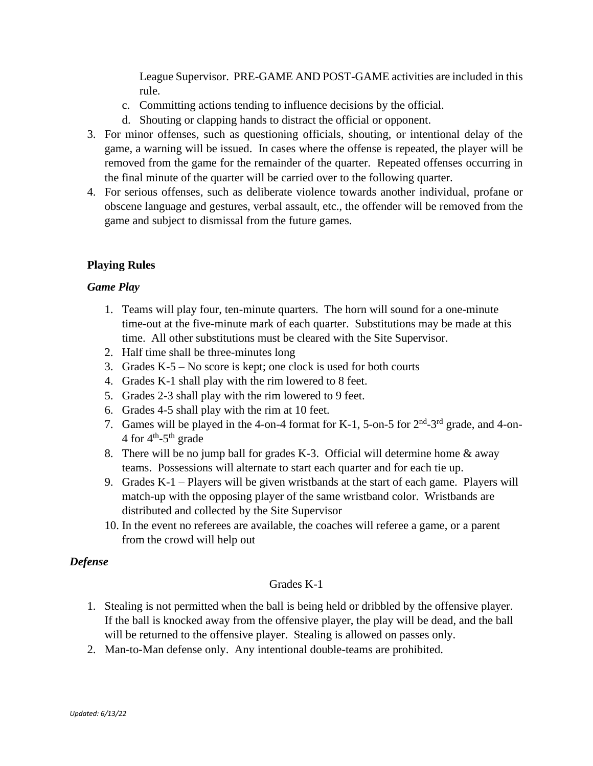League Supervisor. PRE-GAME AND POST-GAME activities are included in this rule.

   c. Committing actions tending to influence decisions by the official.
   d. Shouting or clapping hands to distract the official or opponent.

3. For minor offenses, such as questioning officials, shouting, or intentional delay of the game, a warning will be issued. In cases where the offense is repeated, the player will be removed from the game for the remainder of the quarter. Repeated offenses occurring in the final minute of the quarter will be carried over to the following quarter.
4. For serious offenses, such as deliberate violence towards another individual, profane or obscene language and gestures, verbal assault, etc., the offender will be removed from the game and subject to dismissal from the future games.

### Playing Rules

#### *Game Play*

1. Teams will play four, ten-minute quarters. The horn will sound for a one-minute time-out at the five-minute mark of each quarter. Substitutions may be made at this time. All other substitutions must be cleared with the Site Supervisor.
2. Half time shall be three-minutes long
3. Grades K-5 – No score is kept; one clock is used for both courts
4. Grades K-1 shall play with the rim lowered to 8 feet.
5. Grades 2-3 shall play with the rim lowered to 9 feet.
6. Grades 4-5 shall play with the rim at 10 feet.
7. Games will be played in the 4-on-4 format for K-1, 5-on-5 for 2nd-3rd grade, and 4-on-4 for 4th-5th grade
8. There will be no jump ball for grades K-3. Official will determine home & away teams. Possessions will alternate to start each quarter and for each tie up.
9. Grades K-1 – Players will be given wristbands at the start of each game. Players will match-up with the opposing player of the same wristband color. Wristbands are distributed and collected by the Site Supervisor
10. In the event no referees are available, the coaches will referee a game, or a parent from the crowd will help out

#### *Defense*

Grades K-1

1. Stealing is not permitted when the ball is being held or dribbled by the offensive player. If the ball is knocked away from the offensive player, the play will be dead, and the ball will be returned to the offensive player. Stealing is allowed on passes only.
2. Man-to-Man defense only. Any intentional double-teams are prohibited.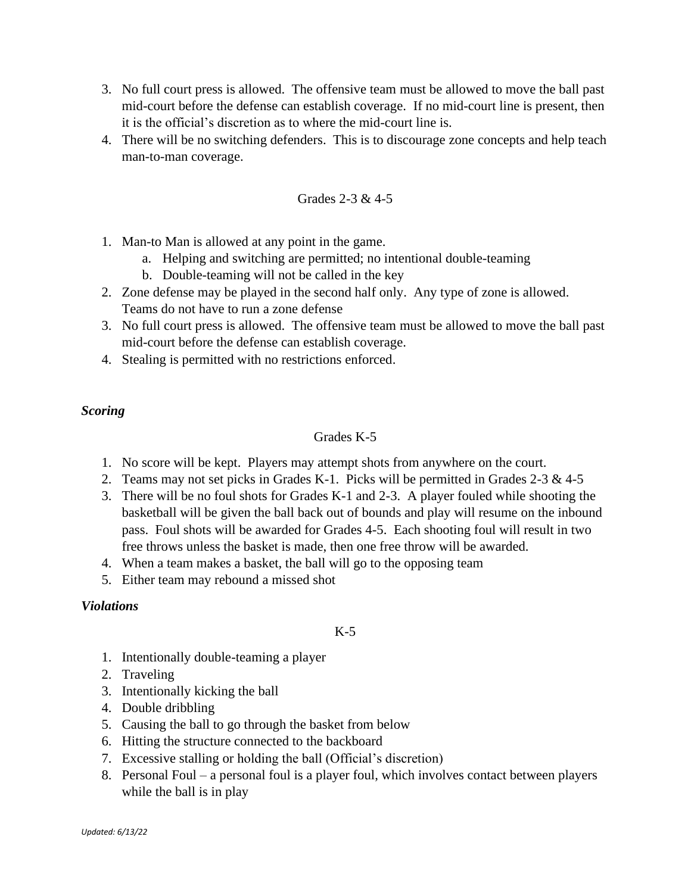3. No full court press is allowed. The offensive team must be allowed to move the ball past mid-court before the defense can establish coverage. If no mid-court line is present, then it is the official's discretion as to where the mid-court line is.
4. There will be no switching defenders. This is to discourage zone concepts and help teach man-to-man coverage.

Grades 2-3 & 4-5

1. Man-to Man is allowed at any point in the game.
   a. Helping and switching are permitted; no intentional double-teaming
   b. Double-teaming will not be called in the key
2. Zone defense may be played in the second half only. Any type of zone is allowed. Teams do not have to run a zone defense
3. No full court press is allowed. The offensive team must be allowed to move the ball past mid-court before the defense can establish coverage.
4. Stealing is permitted with no restrictions enforced.

***Scoring***

Grades K-5

1. No score will be kept. Players may attempt shots from anywhere on the court.
2. Teams may not set picks in Grades K-1. Picks will be permitted in Grades 2-3 & 4-5
3. There will be no foul shots for Grades K-1 and 2-3. A player fouled while shooting the basketball will be given the ball back out of bounds and play will resume on the inbound pass. Foul shots will be awarded for Grades 4-5. Each shooting foul will result in two free throws unless the basket is made, then one free throw will be awarded.
4. When a team makes a basket, the ball will go to the opposing team
5. Either team may rebound a missed shot

***Violations***

K-5

1. Intentionally double-teaming a player
2. Traveling
3. Intentionally kicking the ball
4. Double dribbling
5. Causing the ball to go through the basket from below
6. Hitting the structure connected to the backboard
7. Excessive stalling or holding the ball (Official's discretion)
8. Personal Foul – a personal foul is a player foul, which involves contact between players while the ball is in play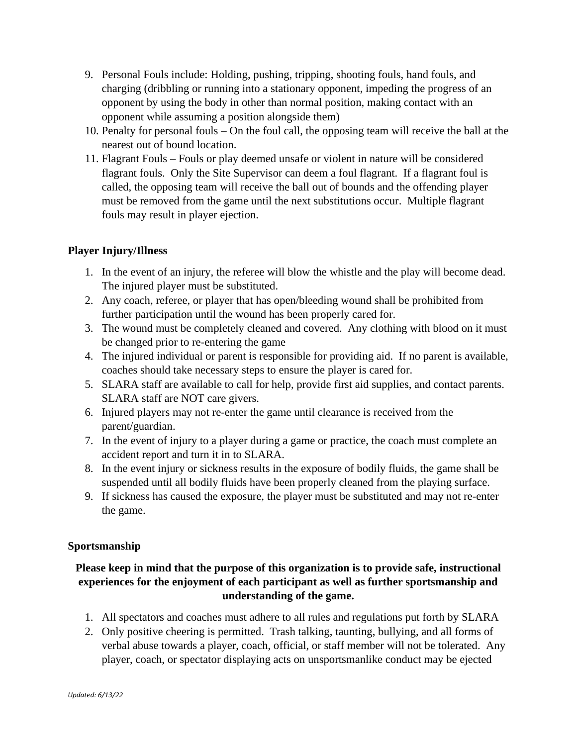9. Personal Fouls include: Holding, pushing, tripping, shooting fouls, hand fouls, and charging (dribbling or running into a stationary opponent, impeding the progress of an opponent by using the body in other than normal position, making contact with an opponent while assuming a position alongside them)
10. Penalty for personal fouls – On the foul call, the opposing team will receive the ball at the nearest out of bound location.
11. Flagrant Fouls – Fouls or play deemed unsafe or violent in nature will be considered flagrant fouls. Only the Site Supervisor can deem a foul flagrant. If a flagrant foul is called, the opposing team will receive the ball out of bounds and the offending player must be removed from the game until the next substitutions occur. Multiple flagrant fouls may result in player ejection.

**Player Injury/Illness**

1. In the event of an injury, the referee will blow the whistle and the play will become dead. The injured player must be substituted.
2. Any coach, referee, or player that has open/bleeding wound shall be prohibited from further participation until the wound has been properly cared for.
3. The wound must be completely cleaned and covered. Any clothing with blood on it must be changed prior to re-entering the game
4. The injured individual or parent is responsible for providing aid. If no parent is available, coaches should take necessary steps to ensure the player is cared for.
5. SLARA staff are available to call for help, provide first aid supplies, and contact parents. SLARA staff are NOT care givers.
6. Injured players may not re-enter the game until clearance is received from the parent/guardian.
7. In the event of injury to a player during a game or practice, the coach must complete an accident report and turn it in to SLARA.
8. In the event injury or sickness results in the exposure of bodily fluids, the game shall be suspended until all bodily fluids have been properly cleaned from the playing surface.
9. If sickness has caused the exposure, the player must be substituted and may not re-enter the game.

**Sportsmanship**

**Please keep in mind that the purpose of this organization is to provide safe, instructional experiences for the enjoyment of each participant as well as further sportsmanship and understanding of the game.**

1. All spectators and coaches must adhere to all rules and regulations put forth by SLARA
2. Only positive cheering is permitted. Trash talking, taunting, bullying, and all forms of verbal abuse towards a player, coach, official, or staff member will not be tolerated. Any player, coach, or spectator displaying acts on unsportsmanlike conduct may be ejected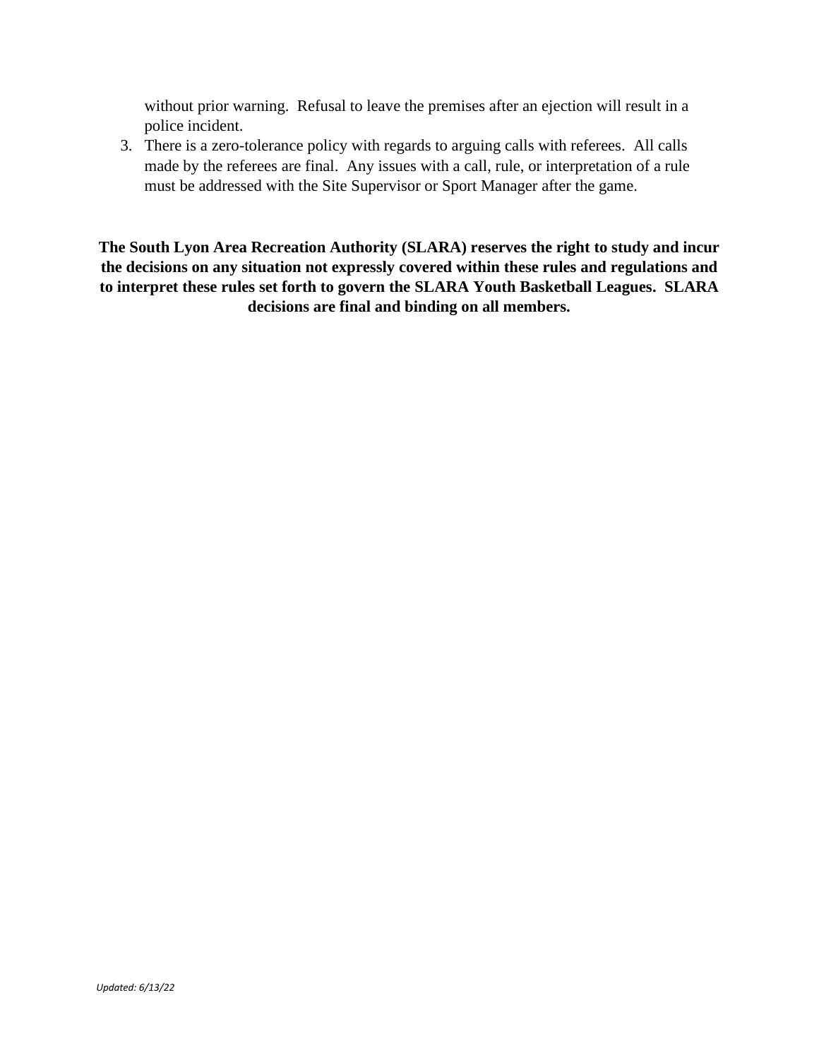without prior warning. Refusal to leave the premises after an ejection will result in a police incident.

3. There is a zero-tolerance policy with regards to arguing calls with referees. All calls made by the referees are final. Any issues with a call, rule, or interpretation of a rule must be addressed with the Site Supervisor or Sport Manager after the game.

**The South Lyon Area Recreation Authority (SLARA) reserves the right to study and incur the decisions on any situation not expressly covered within these rules and regulations and to interpret these rules set forth to govern the SLARA Youth Basketball Leagues. SLARA decisions are final and binding on all members.**

*Updated: 6/13/22*